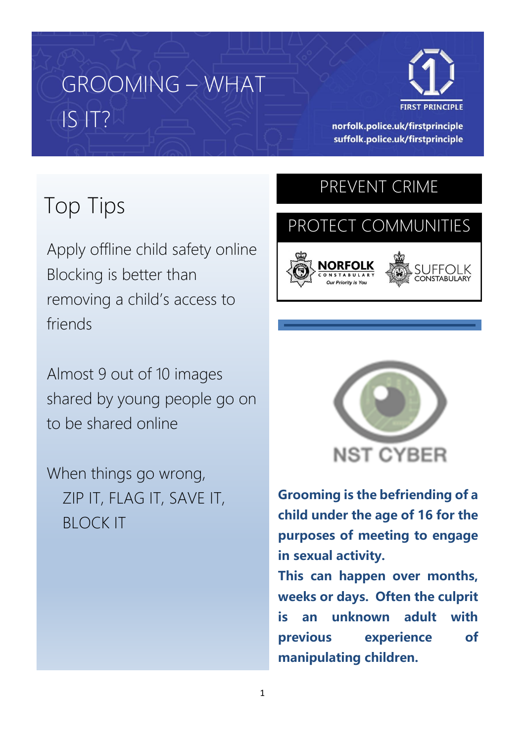# GROOMING – WHAT IS IT?

FIRST PRINCIPLE

norfolk.police.uk/firstprinciple
suffolk.police.uk/firstprinciple

## Top Tips

Apply offline child safety online
Blocking is better than removing a child's access to friends

Almost 9 out of 10 images shared by young people go on to be shared online

When things go wrong,
ZIP IT, FLAG IT, SAVE IT, BLOCK IT

PREVENT CRIME

PROTECT COMMUNITIES

NORFOLK CONSTABULARY Our Priority is You

SUFFOLK CONSTABULARY

NST CYBER

**Grooming is the befriending of a child under the age of 16 for the purposes of meeting to engage in sexual activity.**

**This can happen over months, weeks or days. Often the culprit is an unknown adult with previous experience of manipulating children.**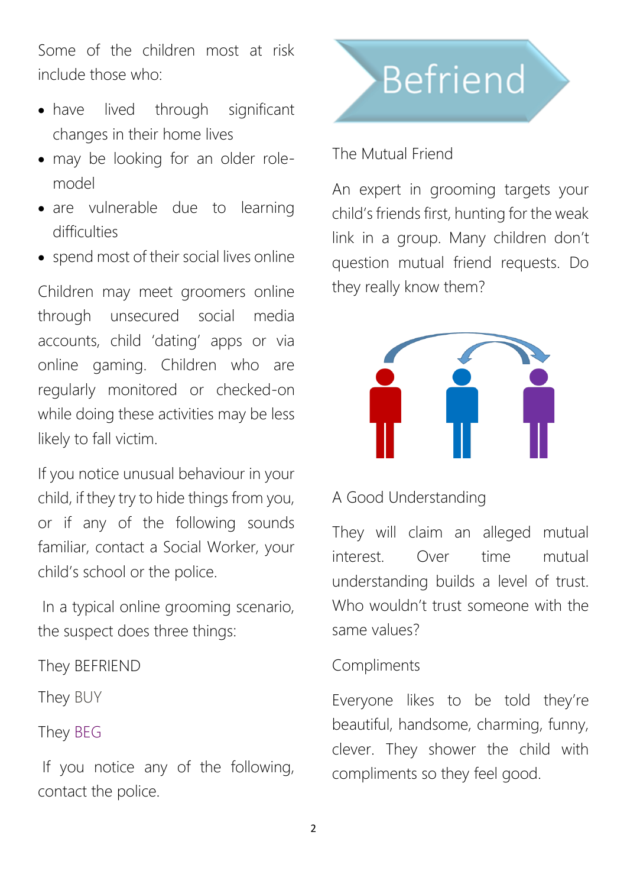Some of the children most at risk include those who:

- have lived through significant changes in their home lives
- may be looking for an older role-model
- are vulnerable due to learning difficulties
- spend most of their social lives online

Children may meet groomers online through unsecured social media accounts, child 'dating' apps or via online gaming. Children who are regularly monitored or checked-on while doing these activities may be less likely to fall victim.

If you notice unusual behaviour in your child, if they try to hide things from you, or if any of the following sounds familiar, contact a Social Worker, your child's school or the police.

In a typical online grooming scenario, the suspect does three things:

They BEFRIEND

They BUY

They BEG

If you notice any of the following, contact the police.

# Befriend

The Mutual Friend

An expert in grooming targets your child's friends first, hunting for the weak link in a group. Many children don't question mutual friend requests. Do they really know them?

A Good Understanding

They will claim an alleged mutual interest. Over time mutual understanding builds a level of trust. Who wouldn't trust someone with the same values?

Compliments

Everyone likes to be told they're beautiful, handsome, charming, funny, clever. They shower the child with compliments so they feel good.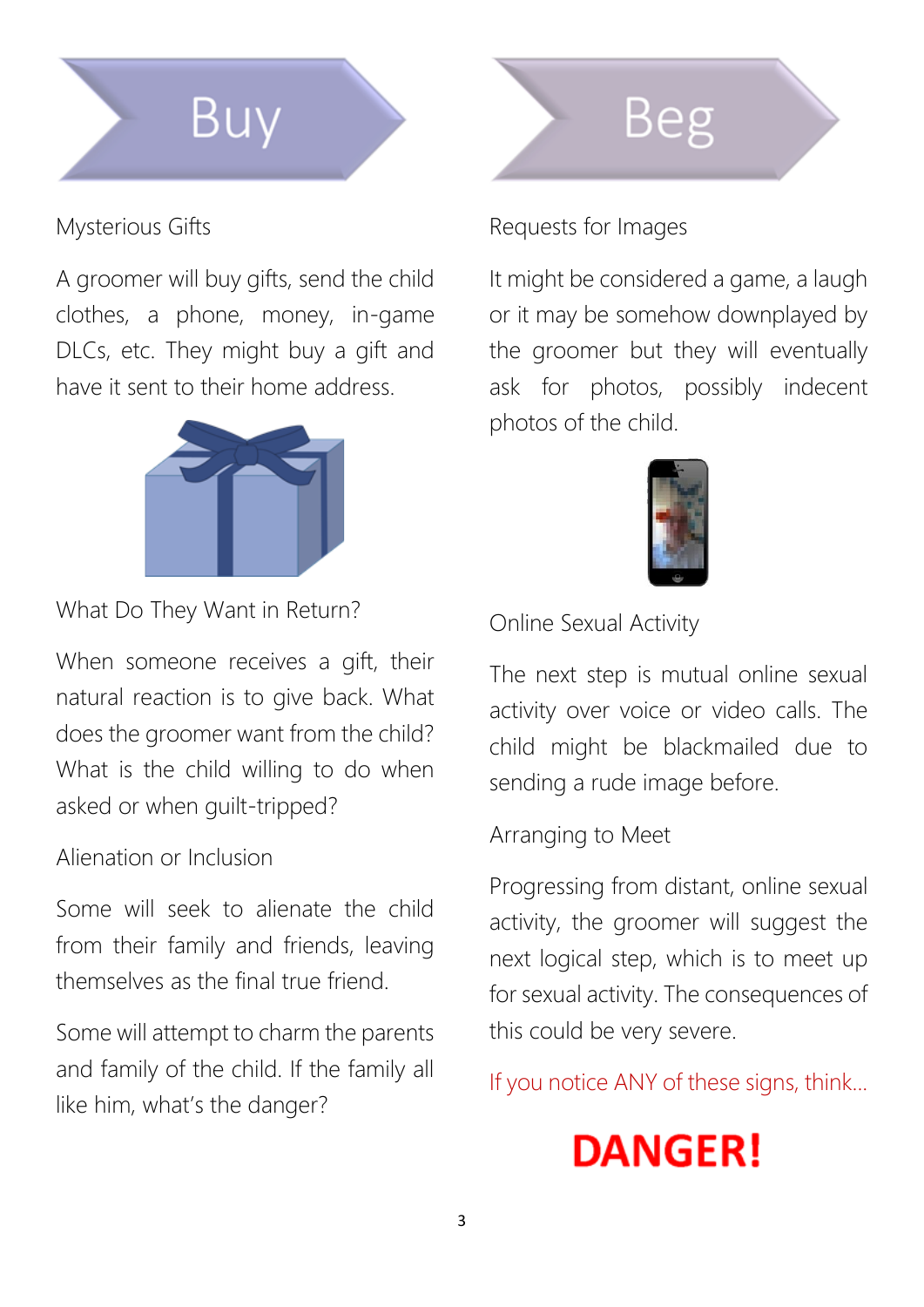## Buy

### Mysterious Gifts

A groomer will buy gifts, send the child clothes, a phone, money, in-game DLCs, etc. They might buy a gift and have it sent to their home address.

### What Do They Want in Return?

When someone receives a gift, their natural reaction is to give back. What does the groomer want from the child? What is the child willing to do when asked or when guilt-tripped?

### Alienation or Inclusion

Some will seek to alienate the child from their family and friends, leaving themselves as the final true friend.

Some will attempt to charm the parents and family of the child. If the family all like him, what's the danger?

## Beg

### Requests for Images

It might be considered a game, a laugh or it may be somehow downplayed by the groomer but they will eventually ask for photos, possibly indecent photos of the child.

### Online Sexual Activity

The next step is mutual online sexual activity over voice or video calls. The child might be blackmailed due to sending a rude image before.

### Arranging to Meet

Progressing from distant, online sexual activity, the groomer will suggest the next logical step, which is to meet up for sexual activity. The consequences of this could be very severe.

If you notice ANY of these signs, think...

**DANGER!**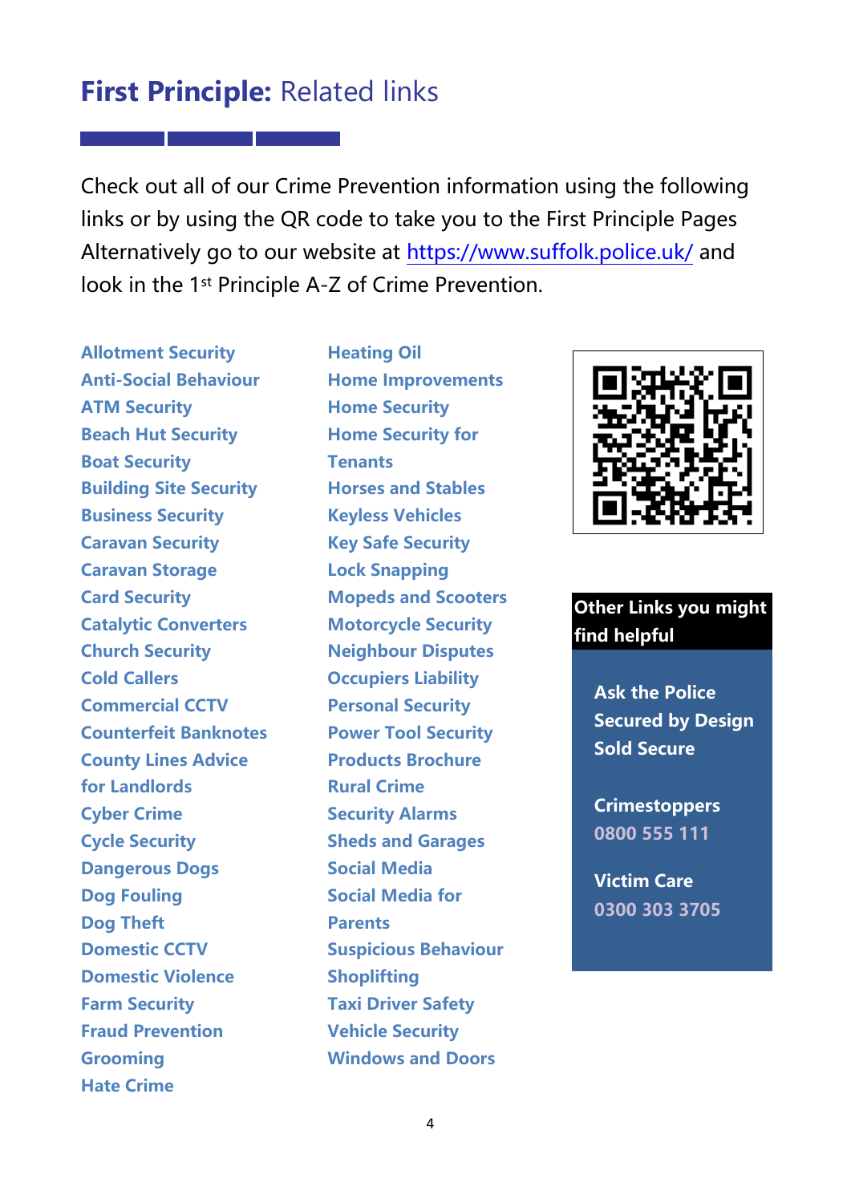# **First Principle:** Related links

Check out all of our Crime Prevention information using the following links or by using the QR code to take you to the First Principle Pages Alternatively go to our website at https://www.suffolk.police.uk/ and look in the 1st Principle A-Z of Crime Prevention.

- Allotment Security
- Anti-Social Behaviour
- ATM Security
- Beach Hut Security
- Boat Security
- Building Site Security
- Business Security
- Caravan Security
- Caravan Storage
- Card Security
- Catalytic Converters
- Church Security
- Cold Callers
- Commercial CCTV
- Counterfeit Banknotes
- County Lines Advice for Landlords
- Cyber Crime
- Cycle Security
- Dangerous Dogs
- Dog Fouling
- Dog Theft
- Domestic CCTV
- Domestic Violence
- Farm Security
- Fraud Prevention
- Grooming
- Hate Crime
- Heating Oil
- Home Improvements
- Home Security
- Home Security for Tenants
- Horses and Stables
- Keyless Vehicles
- Key Safe Security
- Lock Snapping
- Mopeds and Scooters
- Motorcycle Security
- Neighbour Disputes
- Occupiers Liability
- Personal Security
- Power Tool Security
- Products Brochure
- Rural Crime
- Security Alarms
- Sheds and Garages
- Social Media
- Social Media for Parents
- Suspicious Behaviour
- Shoplifting
- Taxi Driver Safety
- Vehicle Security
- Windows and Doors

**Other Links you might find helpful**

**Ask the Police**
**Secured by Design**
**Sold Secure**

**Crimestoppers**
0800 555 111

**Victim Care**
0300 303 3705